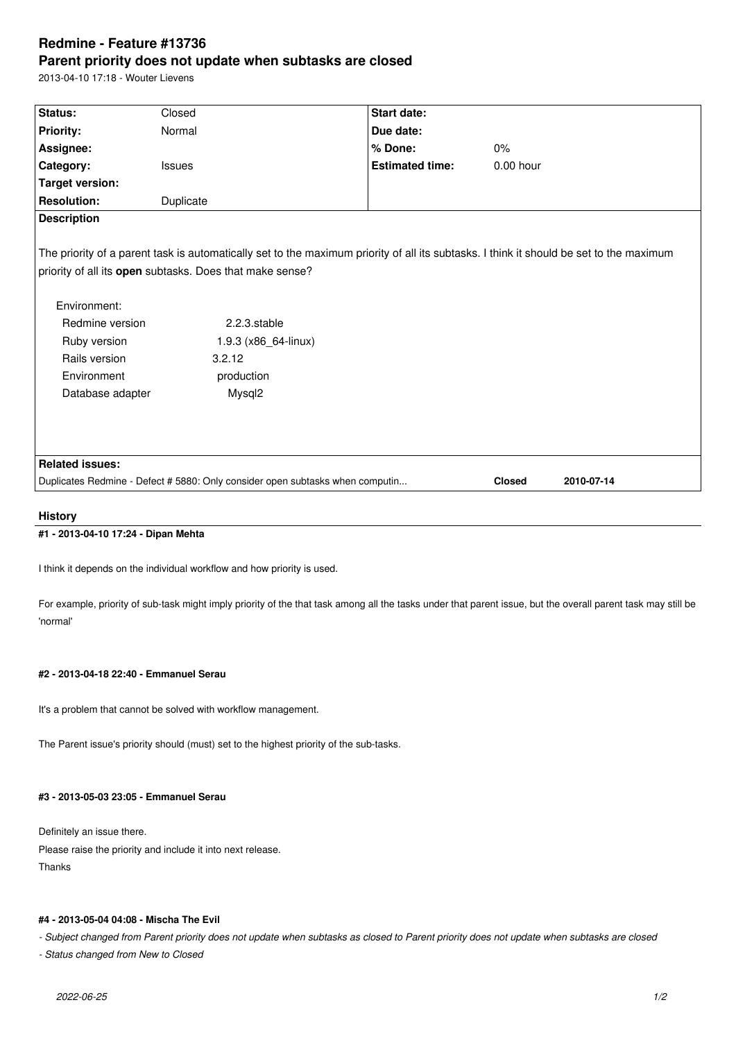# Redmine - Feature #13736

## Parent priority does not update when subtasks are closed

2013-04-10 17:18 - Wouter Lievens

| | | | |
|---|---|---|---|
| **Status:** | Closed | **Start date:** | |
| **Priority:** | Normal | **Due date:** | |
| **Assignee:** | | **% Done:** | 0% |
| **Category:** | Issues | **Estimated time:** | 0.00 hour |
| **Target version:** | | | |
| **Resolution:** | Duplicate | | |

**Description**

The priority of a parent task is automatically set to the maximum priority of all its subtasks. I think it should be set to the maximum priority of all its **open** subtasks. Does that make sense?

Environment:

| | |
|---|---|
| Redmine version | 2.2.3.stable |
| Ruby version | 1.9.3 (x86_64-linux) |
| Rails version | 3.2.12 |
| Environment | production |
| Database adapter | Mysql2 |

**Related issues:**

| | | |
|---|---|---|
| Duplicates Redmine - Defect # 5880: Only consider open subtasks when computin... | **Closed** | **2010-07-14** |

### History

#### #1 - 2013-04-10 17:24 - Dipan Mehta

I think it depends on the individual workflow and how priority is used.

For example, priority of sub-task might imply priority of the that task among all the tasks under that parent issue, but the overall parent task may still be 'normal'

#### #2 - 2013-04-18 22:40 - Emmanuel Serau

It's a problem that cannot be solved with workflow management.

The Parent issue's priority should (must) set to the highest priority of the sub-tasks.

#### #3 - 2013-05-03 23:05 - Emmanuel Serau

Definitely an issue there.
Please raise the priority and include it into next release.
Thanks

#### #4 - 2013-05-04 04:08 - Mischa The Evil

*- Subject changed from Parent priority does not update when subtasks as closed to Parent priority does not update when subtasks are closed*

*- Status changed from New to Closed*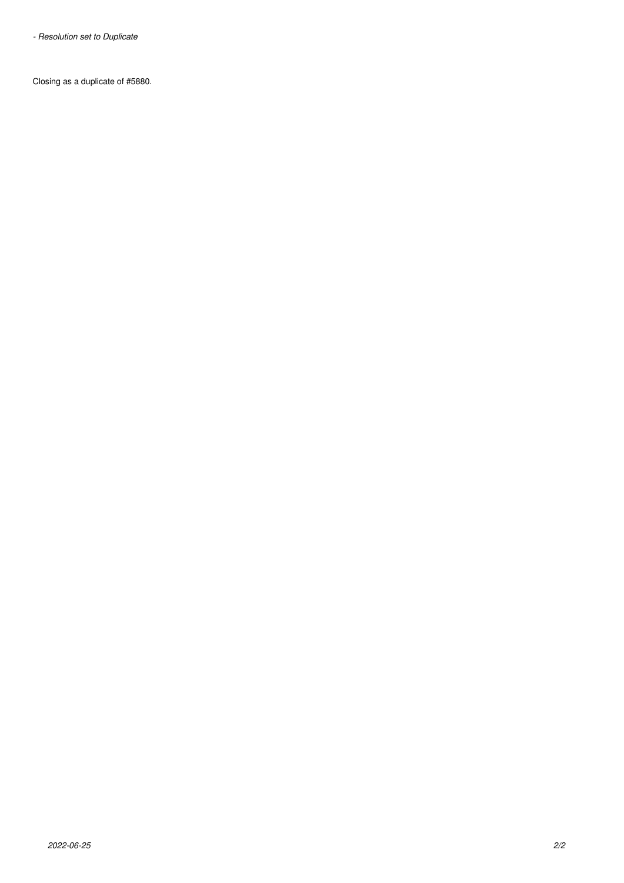- *Resolution set to Duplicate*

Closing as a duplicate of #5880.